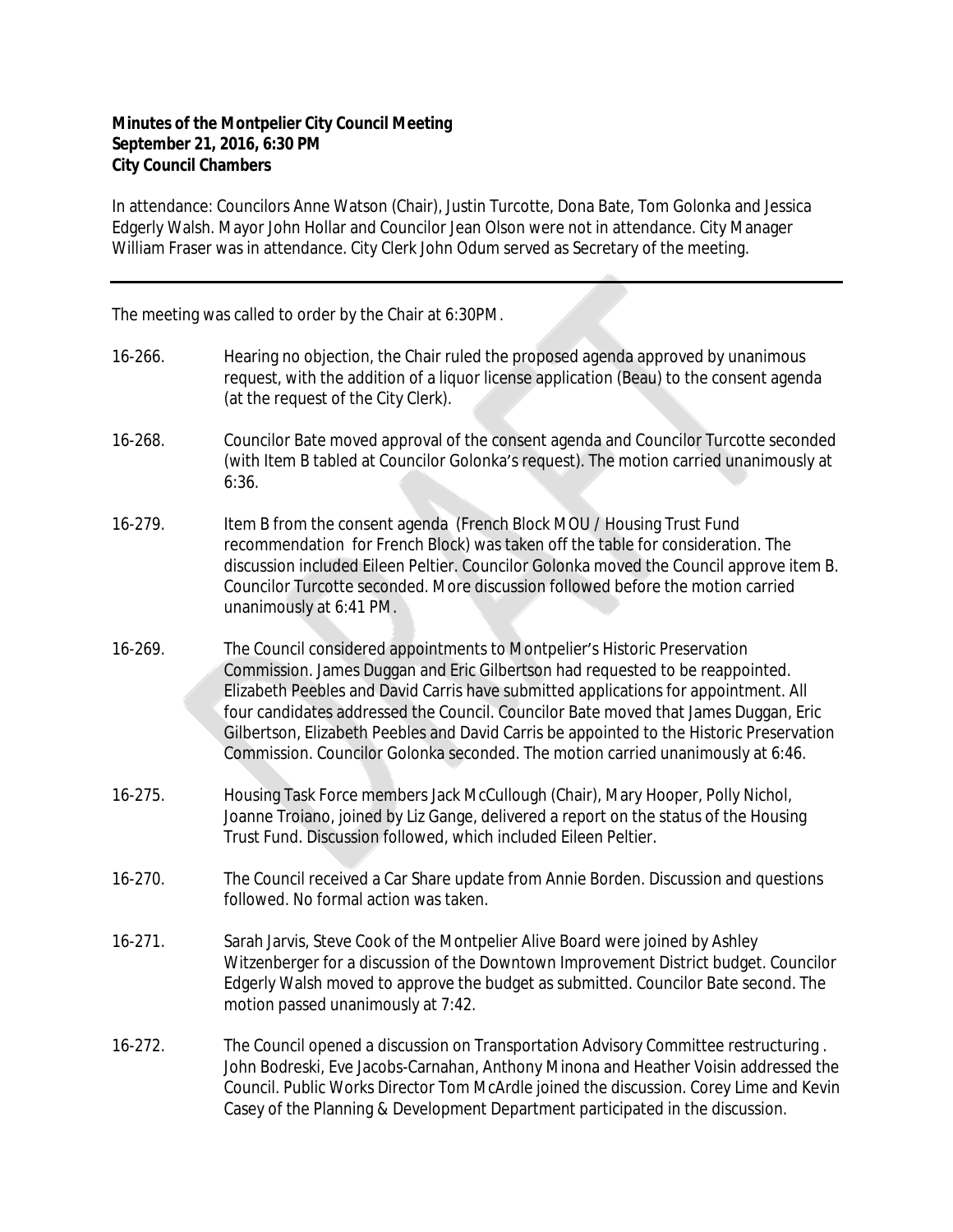**Minutes of the Montpelier City Council Meeting**
**September 21, 2016, 6:30 PM**
**City Council Chambers**

In attendance: Councilors Anne Watson (Chair), Justin Turcotte, Dona Bate, Tom Golonka and Jessica Edgerly Walsh. Mayor John Hollar and Councilor Jean Olson were not in attendance. City Manager William Fraser was in attendance. City Clerk John Odum served as Secretary of the meeting.

---

The meeting was called to order by the Chair at 6:30PM.

16-266. Hearing no objection, the Chair ruled the proposed agenda approved by unanimous request, with the addition of a liquor license application (Beau) to the consent agenda (at the request of the City Clerk).

16-268. Councilor Bate moved approval of the consent agenda and Councilor Turcotte seconded (with Item B tabled at Councilor Golonka's request). The motion carried unanimously at 6:36.

16-279. Item B from the consent agenda (French Block MOU / Housing Trust Fund recommendation for French Block) was taken off the table for consideration. The discussion included Eileen Peltier. Councilor Golonka moved the Council approve item B. Councilor Turcotte seconded. More discussion followed before the motion carried unanimously at 6:41 PM.

16-269. The Council considered appointments to Montpelier's Historic Preservation Commission. James Duggan and Eric Gilbertson had requested to be reappointed. Elizabeth Peebles and David Carris have submitted applications for appointment. All four candidates addressed the Council. Councilor Bate moved that James Duggan, Eric Gilbertson, Elizabeth Peebles and David Carris be appointed to the Historic Preservation Commission. Councilor Golonka seconded. The motion carried unanimously at 6:46.

16-275. Housing Task Force members Jack McCullough (Chair), Mary Hooper, Polly Nichol, Joanne Troiano, joined by Liz Gange, delivered a report on the status of the Housing Trust Fund. Discussion followed, which included Eileen Peltier.

16-270. The Council received a Car Share update from Annie Borden. Discussion and questions followed. No formal action was taken.

16-271. Sarah Jarvis, Steve Cook of the Montpelier Alive Board were joined by Ashley Witzenberger for a discussion of the Downtown Improvement District budget. Councilor Edgerly Walsh moved to approve the budget as submitted. Councilor Bate second. The motion passed unanimously at 7:42.

16-272. The Council opened a discussion on Transportation Advisory Committee restructuring . John Bodreski, Eve Jacobs-Carnahan, Anthony Minona and Heather Voisin addressed the Council. Public Works Director Tom McArdle joined the discussion. Corey Lime and Kevin Casey of the Planning & Development Department participated in the discussion.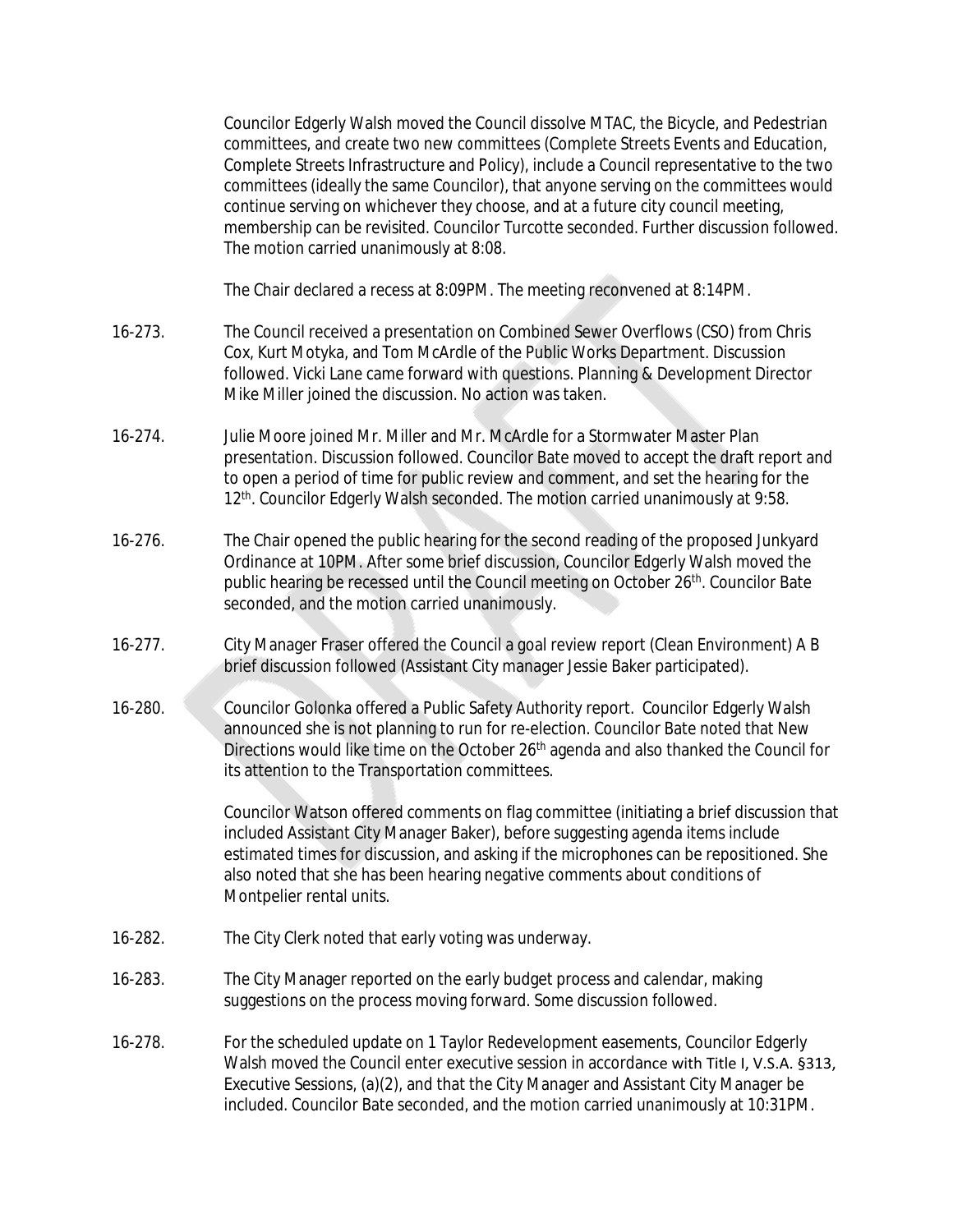Councilor Edgerly Walsh moved the Council dissolve MTAC, the Bicycle, and Pedestrian committees, and create two new committees (Complete Streets Events and Education, Complete Streets Infrastructure and Policy), include a Council representative to the two committees (ideally the same Councilor), that anyone serving on the committees would continue serving on whichever they choose, and at a future city council meeting, membership can be revisited. Councilor Turcotte seconded. Further discussion followed. The motion carried unanimously at 8:08.

The Chair declared a recess at 8:09PM. The meeting reconvened at 8:14PM.

16-273. The Council received a presentation on Combined Sewer Overflows (CSO) from Chris Cox, Kurt Motyka, and Tom McArdle of the Public Works Department. Discussion followed. Vicki Lane came forward with questions. Planning & Development Director Mike Miller joined the discussion. No action was taken.

16-274. Julie Moore joined Mr. Miller and Mr. McArdle for a Stormwater Master Plan presentation. Discussion followed. Councilor Bate moved to accept the draft report and to open a period of time for public review and comment, and set the hearing for the 12th. Councilor Edgerly Walsh seconded. The motion carried unanimously at 9:58.

16-276. The Chair opened the public hearing for the second reading of the proposed Junkyard Ordinance at 10PM. After some brief discussion, Councilor Edgerly Walsh moved the public hearing be recessed until the Council meeting on October 26th. Councilor Bate seconded, and the motion carried unanimously.

16-277. City Manager Fraser offered the Council a goal review report (Clean Environment) A B brief discussion followed (Assistant City manager Jessie Baker participated).

16-280. Councilor Golonka offered a Public Safety Authority report. Councilor Edgerly Walsh announced she is not planning to run for re-election. Councilor Bate noted that New Directions would like time on the October 26th agenda and also thanked the Council for its attention to the Transportation committees.

Councilor Watson offered comments on flag committee (initiating a brief discussion that included Assistant City Manager Baker), before suggesting agenda items include estimated times for discussion, and asking if the microphones can be repositioned. She also noted that she has been hearing negative comments about conditions of Montpelier rental units.

16-282. The City Clerk noted that early voting was underway.

16-283. The City Manager reported on the early budget process and calendar, making suggestions on the process moving forward. Some discussion followed.

16-278. For the scheduled update on 1 Taylor Redevelopment easements, Councilor Edgerly Walsh moved the Council enter executive session in accordance with Title I, V.S.A. §313, Executive Sessions, (a)(2), and that the City Manager and Assistant City Manager be included. Councilor Bate seconded, and the motion carried unanimously at 10:31PM.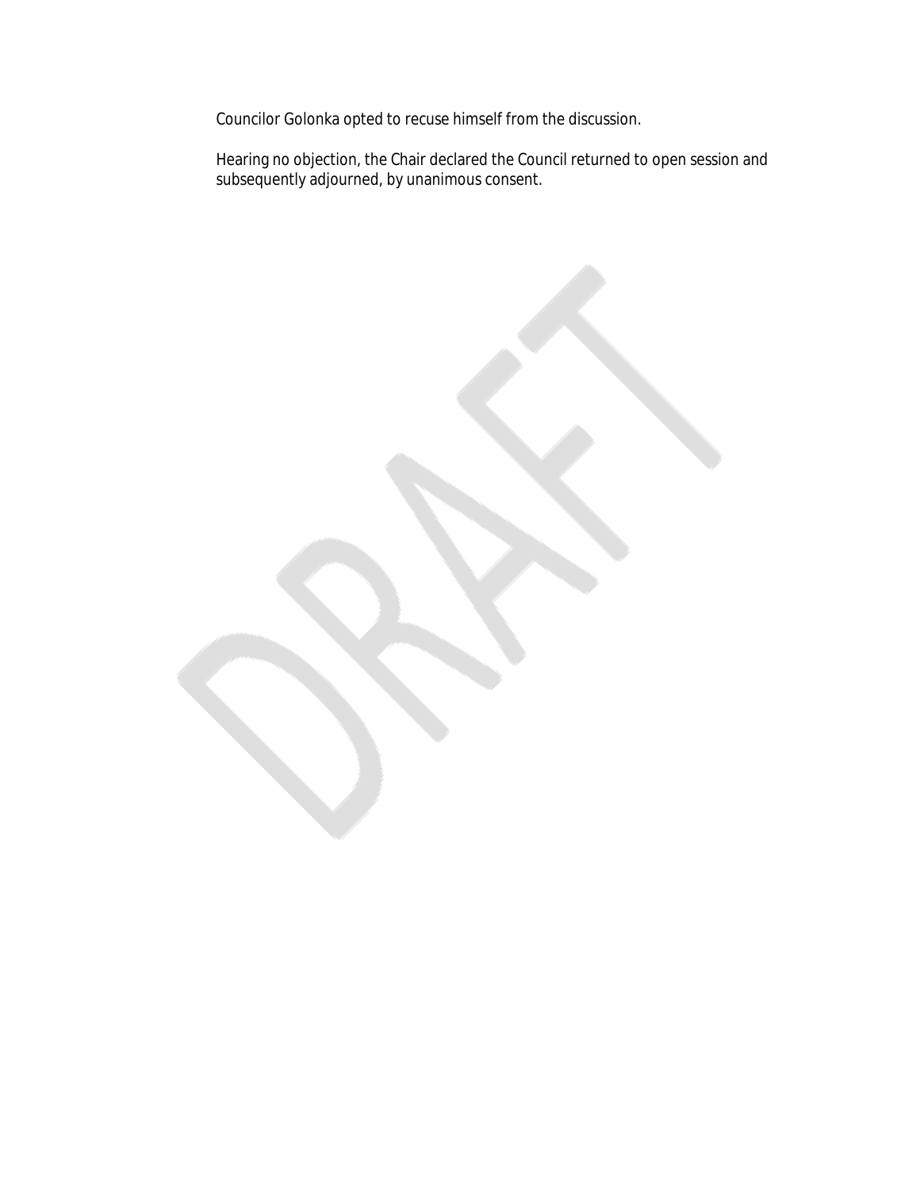Councilor Golonka opted to recuse himself from the discussion.

Hearing no objection, the Chair declared the Council returned to open session and subsequently adjourned, by unanimous consent.